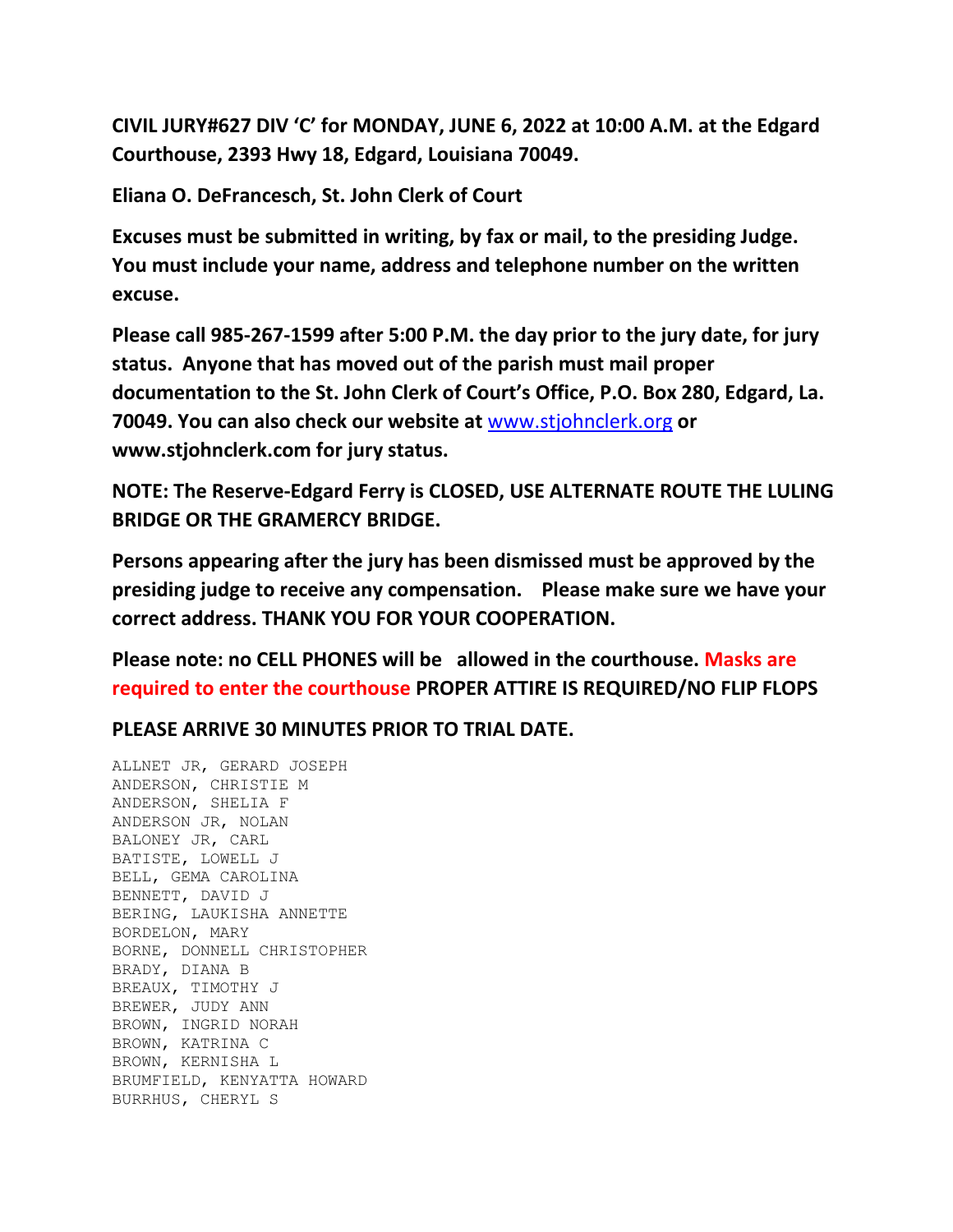**CIVIL JURY#627 DIV 'C' for MONDAY, JUNE 6, 2022 at 10:00 A.M. at the Edgard Courthouse, 2393 Hwy 18, Edgard, Louisiana 70049.**

**Eliana O. DeFrancesch, St. John Clerk of Court**

**Excuses must be submitted in writing, by fax or mail, to the presiding Judge. You must include your name, address and telephone number on the written excuse.**

**Please call 985-267-1599 after 5:00 P.M. the day prior to the jury date, for jury status. Anyone that has moved out of the parish must mail proper documentation to the St. John Clerk of Court's Office, P.O. Box 280, Edgard, La. 70049. You can also check our website at [www.stjohnclerk.org](www.stjohnclerk.org) or www.stjohnclerk.com for jury status.**

**NOTE: The Reserve-Edgard Ferry is CLOSED, USE ALTERNATE ROUTE THE LULING BRIDGE OR THE GRAMERCY BRIDGE.**

**Persons appearing after the jury has been dismissed must be approved by the presiding judge to receive any compensation. Please make sure we have your correct address. THANK YOU FOR YOUR COOPERATION.**

**Please note: no CELL PHONES will be allowed in the courthouse. Masks are required to enter the courthouse PROPER ATTIRE IS REQUIRED/NO FLIP FLOPS**

**PLEASE ARRIVE 30 MINUTES PRIOR TO TRIAL DATE.**

ALLNET JR, GERARD JOSEPH
ANDERSON, CHRISTIE M
ANDERSON, SHELIA F
ANDERSON JR, NOLAN
BALONEY JR, CARL
BATISTE, LOWELL J
BELL, GEMA CAROLINA
BENNETT, DAVID J
BERING, LAUKISHA ANNETTE
BORDELON, MARY
BORNE, DONNELL CHRISTOPHER
BRADY, DIANA B
BREAUX, TIMOTHY J
BREWER, JUDY ANN
BROWN, INGRID NORAH
BROWN, KATRINA C
BROWN, KERNISHA L
BRUMFIELD, KENYATTA HOWARD
BURRHUS, CHERYL S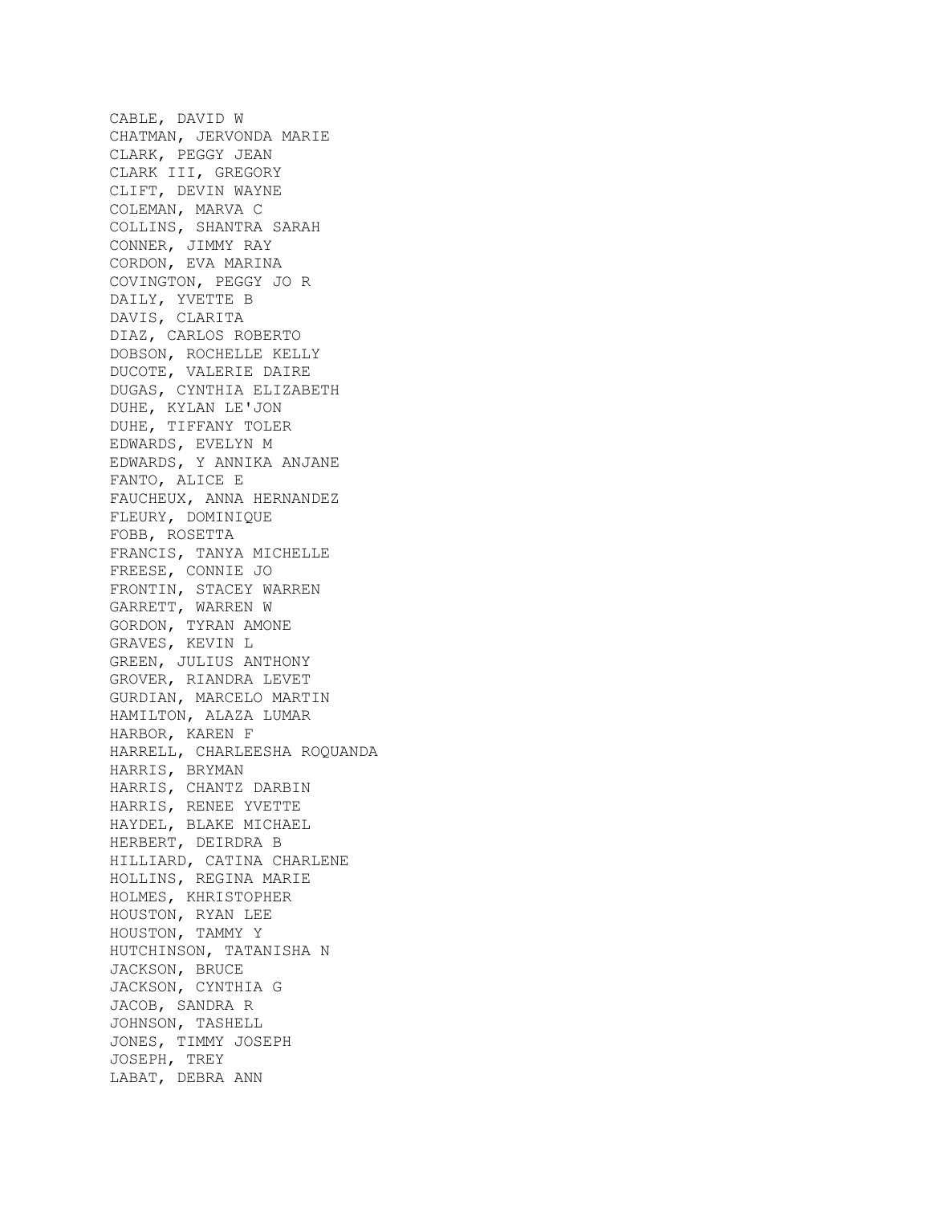CABLE, DAVID W
CHATMAN, JERVONDA MARIE
CLARK, PEGGY JEAN
CLARK III, GREGORY
CLIFT, DEVIN WAYNE
COLEMAN, MARVA C
COLLINS, SHANTRA SARAH
CONNER, JIMMY RAY
CORDON, EVA MARINA
COVINGTON, PEGGY JO R
DAILY, YVETTE B
DAVIS, CLARITA
DIAZ, CARLOS ROBERTO
DOBSON, ROCHELLE KELLY
DUCOTE, VALERIE DAIRE
DUGAS, CYNTHIA ELIZABETH
DUHE, KYLAN LE'JON
DUHE, TIFFANY TOLER
EDWARDS, EVELYN M
EDWARDS, Y ANNIKA ANJANE
FANTO, ALICE E
FAUCHEUX, ANNA HERNANDEZ
FLEURY, DOMINIQUE
FOBB, ROSETTA
FRANCIS, TANYA MICHELLE
FREESE, CONNIE JO
FRONTIN, STACEY WARREN
GARRETT, WARREN W
GORDON, TYRAN AMONE
GRAVES, KEVIN L
GREEN, JULIUS ANTHONY
GROVER, RIANDRA LEVET
GURDIAN, MARCELO MARTIN
HAMILTON, ALAZA LUMAR
HARBOR, KAREN F
HARRELL, CHARLEESHA ROQUANDA
HARRIS, BRYMAN
HARRIS, CHANTZ DARBIN
HARRIS, RENEE YVETTE
HAYDEL, BLAKE MICHAEL
HERBERT, DEIRDRA B
HILLIARD, CATINA CHARLENE
HOLLINS, REGINA MARIE
HOLMES, KHRISTOPHER
HOUSTON, RYAN LEE
HOUSTON, TAMMY Y
HUTCHINSON, TATANISHA N
JACKSON, BRUCE
JACKSON, CYNTHIA G
JACOB, SANDRA R
JOHNSON, TASHELL
JONES, TIMMY JOSEPH
JOSEPH, TREY
LABAT, DEBRA ANN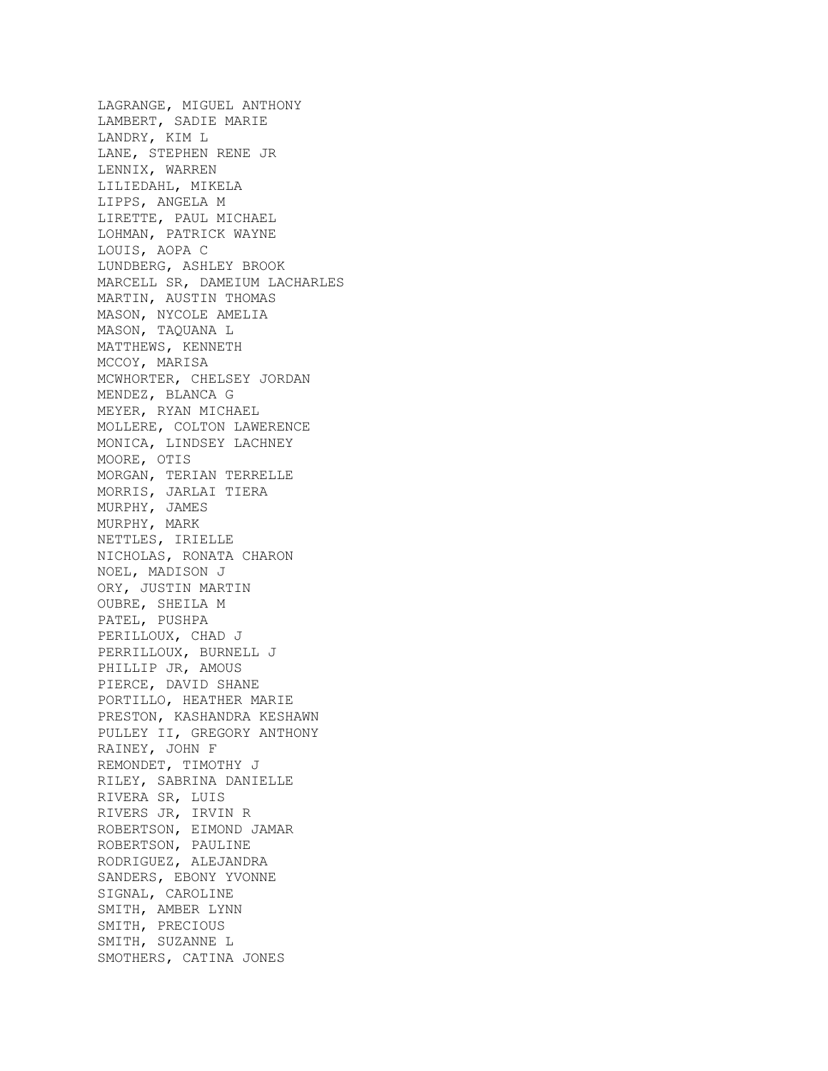LAGRANGE, MIGUEL ANTHONY
LAMBERT, SADIE MARIE
LANDRY, KIM L
LANE, STEPHEN RENE JR
LENNIX, WARREN
LILIEDAHL, MIKELA
LIPPS, ANGELA M
LIRETTE, PAUL MICHAEL
LOHMAN, PATRICK WAYNE
LOUIS, AOPA C
LUNDBERG, ASHLEY BROOK
MARCELL SR, DAMEIUM LACHARLES
MARTIN, AUSTIN THOMAS
MASON, NYCOLE AMELIA
MASON, TAQUANA L
MATTHEWS, KENNETH
MCCOY, MARISA
MCWHORTER, CHELSEY JORDAN
MENDEZ, BLANCA G
MEYER, RYAN MICHAEL
MOLLERE, COLTON LAWERENCE
MONICA, LINDSEY LACHNEY
MOORE, OTIS
MORGAN, TERIAN TERRELLE
MORRIS, JARLAI TIERA
MURPHY, JAMES
MURPHY, MARK
NETTLES, IRIELLE
NICHOLAS, RONATA CHARON
NOEL, MADISON J
ORY, JUSTIN MARTIN
OUBRE, SHEILA M
PATEL, PUSHPA
PERILLOUX, CHAD J
PERRILLOUX, BURNELL J
PHILLIP JR, AMOUS
PIERCE, DAVID SHANE
PORTILLO, HEATHER MARIE
PRESTON, KASHANDRA KESHAWN
PULLEY II, GREGORY ANTHONY
RAINEY, JOHN F
REMONDET, TIMOTHY J
RILEY, SABRINA DANIELLE
RIVERA SR, LUIS
RIVERS JR, IRVIN R
ROBERTSON, EIMOND JAMAR
ROBERTSON, PAULINE
RODRIGUEZ, ALEJANDRA
SANDERS, EBONY YVONNE
SIGNAL, CAROLINE
SMITH, AMBER LYNN
SMITH, PRECIOUS
SMITH, SUZANNE L
SMOTHERS, CATINA JONES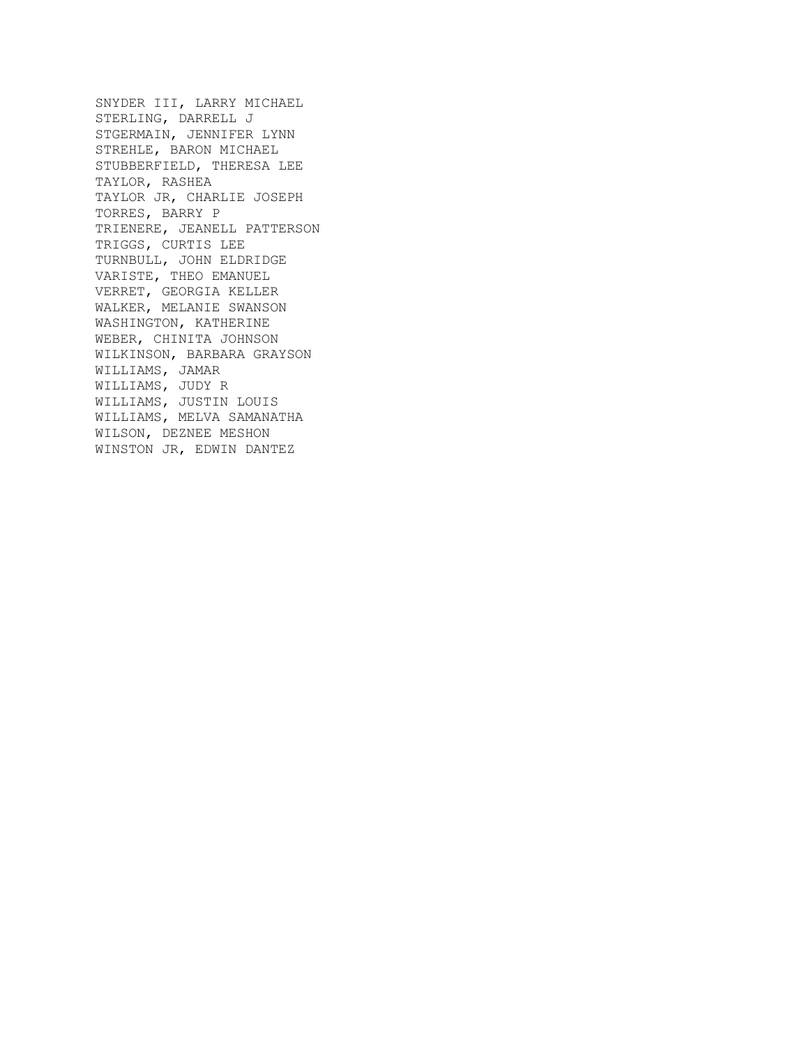SNYDER III, LARRY MICHAEL
STERLING, DARRELL J
STGERMAIN, JENNIFER LYNN
STREHLE, BARON MICHAEL
STUBBERFIELD, THERESA LEE
TAYLOR, RASHEA
TAYLOR JR, CHARLIE JOSEPH
TORRES, BARRY P
TRIENERE, JEANELL PATTERSON
TRIGGS, CURTIS LEE
TURNBULL, JOHN ELDRIDGE
VARISTE, THEO EMANUEL
VERRET, GEORGIA KELLER
WALKER, MELANIE SWANSON
WASHINGTON, KATHERINE
WEBER, CHINITA JOHNSON
WILKINSON, BARBARA GRAYSON
WILLIAMS, JAMAR
WILLIAMS, JUDY R
WILLIAMS, JUSTIN LOUIS
WILLIAMS, MELVA SAMANATHA
WILSON, DEZNEE MESHON
WINSTON JR, EDWIN DANTEZ